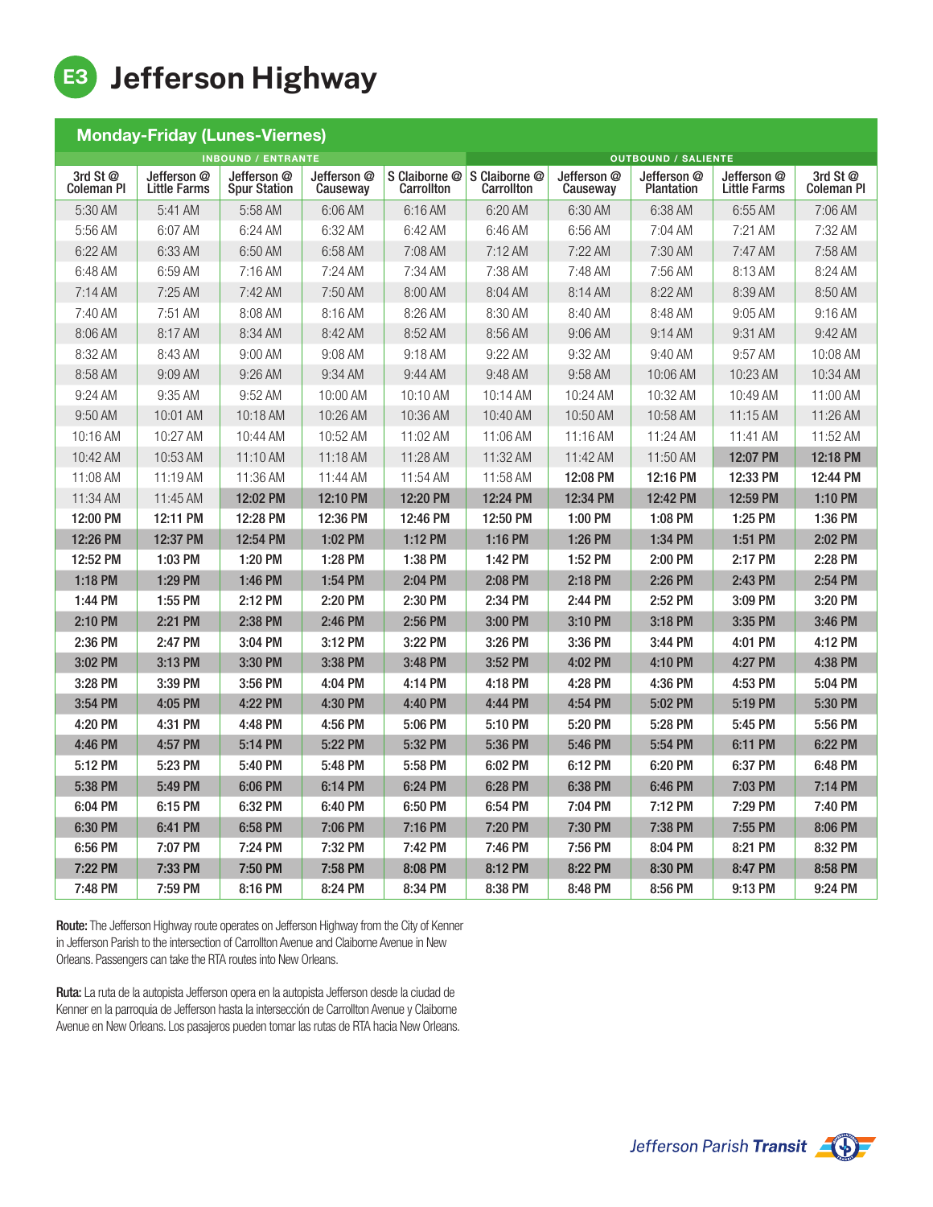# E3 Jefferson Highway

## Monday-Friday (Lunes-Viernes)

| INBOUND / ENTRANTE | | | | | OUTBOUND / SALIENTE | | | | |
|---|---|---|---|---|---|---|---|---|---|
| 3rd St @ Coleman Pl | Jefferson @ Little Farms | Jefferson @ Spur Station | Jefferson @ Causeway | S Claiborne @ Carrollton | S Claiborne @ Carrollton | Jefferson @ Causeway | Jefferson @ Plantation | Jefferson @ Little Farms | 3rd St @ Coleman Pl |
| 5:30 AM | 5:41 AM | 5:58 AM | 6:06 AM | 6:16 AM | 6:20 AM | 6:30 AM | 6:38 AM | 6:55 AM | 7:06 AM |
| 5:56 AM | 6:07 AM | 6:24 AM | 6:32 AM | 6:42 AM | 6:46 AM | 6:56 AM | 7:04 AM | 7:21 AM | 7:32 AM |
| 6:22 AM | 6:33 AM | 6:50 AM | 6:58 AM | 7:08 AM | 7:12 AM | 7:22 AM | 7:30 AM | 7:47 AM | 7:58 AM |
| 6:48 AM | 6:59 AM | 7:16 AM | 7:24 AM | 7:34 AM | 7:38 AM | 7:48 AM | 7:56 AM | 8:13 AM | 8:24 AM |
| 7:14 AM | 7:25 AM | 7:42 AM | 7:50 AM | 8:00 AM | 8:04 AM | 8:14 AM | 8:22 AM | 8:39 AM | 8:50 AM |
| 7:40 AM | 7:51 AM | 8:08 AM | 8:16 AM | 8:26 AM | 8:30 AM | 8:40 AM | 8:48 AM | 9:05 AM | 9:16 AM |
| 8:06 AM | 8:17 AM | 8:34 AM | 8:42 AM | 8:52 AM | 8:56 AM | 9:06 AM | 9:14 AM | 9:31 AM | 9:42 AM |
| 8:32 AM | 8:43 AM | 9:00 AM | 9:08 AM | 9:18 AM | 9:22 AM | 9:32 AM | 9:40 AM | 9:57 AM | 10:08 AM |
| 8:58 AM | 9:09 AM | 9:26 AM | 9:34 AM | 9:44 AM | 9:48 AM | 9:58 AM | 10:06 AM | 10:23 AM | 10:34 AM |
| 9:24 AM | 9:35 AM | 9:52 AM | 10:00 AM | 10:10 AM | 10:14 AM | 10:24 AM | 10:32 AM | 10:49 AM | 11:00 AM |
| 9:50 AM | 10:01 AM | 10:18 AM | 10:26 AM | 10:36 AM | 10:40 AM | 10:50 AM | 10:58 AM | 11:15 AM | 11:26 AM |
| 10:16 AM | 10:27 AM | 10:44 AM | 10:52 AM | 11:02 AM | 11:06 AM | 11:16 AM | 11:24 AM | 11:41 AM | 11:52 AM |
| 10:42 AM | 10:53 AM | 11:10 AM | 11:18 AM | 11:28 AM | 11:32 AM | 11:42 AM | 11:50 AM | **12:07 PM** | **12:18 PM** |
| 11:08 AM | 11:19 AM | 11:36 AM | 11:44 AM | 11:54 AM | 11:58 AM | **12:08 PM** | **12:16 PM** | **12:33 PM** | **12:44 PM** |
| 11:34 AM | 11:45 AM | **12:02 PM** | **12:10 PM** | **12:20 PM** | **12:24 PM** | **12:34 PM** | **12:42 PM** | **12:59 PM** | **1:10 PM** |
| **12:00 PM** | **12:11 PM** | **12:28 PM** | **12:36 PM** | **12:46 PM** | **12:50 PM** | **1:00 PM** | **1:08 PM** | **1:25 PM** | **1:36 PM** |
| **12:26 PM** | **12:37 PM** | **12:54 PM** | **1:02 PM** | **1:12 PM** | **1:16 PM** | **1:26 PM** | **1:34 PM** | **1:51 PM** | **2:02 PM** |
| **12:52 PM** | **1:03 PM** | **1:20 PM** | **1:28 PM** | **1:38 PM** | **1:42 PM** | **1:52 PM** | **2:00 PM** | **2:17 PM** | **2:28 PM** |
| **1:18 PM** | **1:29 PM** | **1:46 PM** | **1:54 PM** | **2:04 PM** | **2:08 PM** | **2:18 PM** | **2:26 PM** | **2:43 PM** | **2:54 PM** |
| **1:44 PM** | **1:55 PM** | **2:12 PM** | **2:20 PM** | **2:30 PM** | **2:34 PM** | **2:44 PM** | **2:52 PM** | **3:09 PM** | **3:20 PM** |
| **2:10 PM** | **2:21 PM** | **2:38 PM** | **2:46 PM** | **2:56 PM** | **3:00 PM** | **3:10 PM** | **3:18 PM** | **3:35 PM** | **3:46 PM** |
| **2:36 PM** | **2:47 PM** | **3:04 PM** | **3:12 PM** | **3:22 PM** | **3:26 PM** | **3:36 PM** | **3:44 PM** | **4:01 PM** | **4:12 PM** |
| **3:02 PM** | **3:13 PM** | **3:30 PM** | **3:38 PM** | **3:48 PM** | **3:52 PM** | **4:02 PM** | **4:10 PM** | **4:27 PM** | **4:38 PM** |
| **3:28 PM** | **3:39 PM** | **3:56 PM** | **4:04 PM** | **4:14 PM** | **4:18 PM** | **4:28 PM** | **4:36 PM** | **4:53 PM** | **5:04 PM** |
| **3:54 PM** | **4:05 PM** | **4:22 PM** | **4:30 PM** | **4:40 PM** | **4:44 PM** | **4:54 PM** | **5:02 PM** | **5:19 PM** | **5:30 PM** |
| **4:20 PM** | **4:31 PM** | **4:48 PM** | **4:56 PM** | **5:06 PM** | **5:10 PM** | **5:20 PM** | **5:28 PM** | **5:45 PM** | **5:56 PM** |
| **4:46 PM** | **4:57 PM** | **5:14 PM** | **5:22 PM** | **5:32 PM** | **5:36 PM** | **5:46 PM** | **5:54 PM** | **6:11 PM** | **6:22 PM** |
| **5:12 PM** | **5:23 PM** | **5:40 PM** | **5:48 PM** | **5:58 PM** | **6:02 PM** | **6:12 PM** | **6:20 PM** | **6:37 PM** | **6:48 PM** |
| **5:38 PM** | **5:49 PM** | **6:06 PM** | **6:14 PM** | **6:24 PM** | **6:28 PM** | **6:38 PM** | **6:46 PM** | **7:03 PM** | **7:14 PM** |
| **6:04 PM** | **6:15 PM** | **6:32 PM** | **6:40 PM** | **6:50 PM** | **6:54 PM** | **7:04 PM** | **7:12 PM** | **7:29 PM** | **7:40 PM** |
| **6:30 PM** | **6:41 PM** | **6:58 PM** | **7:06 PM** | **7:16 PM** | **7:20 PM** | **7:30 PM** | **7:38 PM** | **7:55 PM** | **8:06 PM** |
| **6:56 PM** | **7:07 PM** | **7:24 PM** | **7:32 PM** | **7:42 PM** | **7:46 PM** | **7:56 PM** | **8:04 PM** | **8:21 PM** | **8:32 PM** |
| **7:22 PM** | **7:33 PM** | **7:50 PM** | **7:58 PM** | **8:08 PM** | **8:12 PM** | **8:22 PM** | **8:30 PM** | **8:47 PM** | **8:58 PM** |
| **7:48 PM** | **7:59 PM** | **8:16 PM** | **8:24 PM** | **8:34 PM** | **8:38 PM** | **8:48 PM** | **8:56 PM** | **9:13 PM** | **9:24 PM** |

**Route:** The Jefferson Highway route operates on Jefferson Highway from the City of Kenner in Jefferson Parish to the intersection of Carrollton Avenue and Claiborne Avenue in New Orleans. Passengers can take the RTA routes into New Orleans.

**Ruta:** La ruta de la autopista Jefferson opera en la autopista Jefferson desde la ciudad de Kenner en la parroquia de Jefferson hasta la intersección de Carrollton Avenue y Claiborne Avenue en New Orleans. Los pasajeros pueden tomar las rutas de RTA hacia New Orleans.

Jefferson Parish **Transit**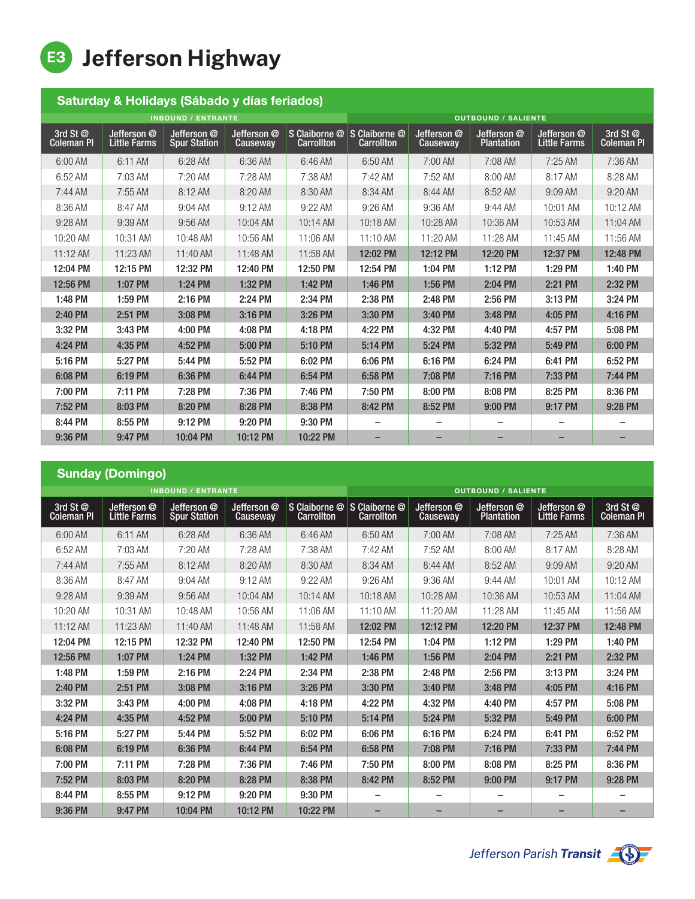# E3 Jefferson Highway

## Saturday & Holidays (Sábado y días feriados)

| INBOUND / ENTRANTE | | | | | OUTBOUND / SALIENTE | | | | |
|---|---|---|---|---|---|---|---|---|---|
| 3rd St @ Coleman Pl | Jefferson @ Little Farms | Jefferson @ Spur Station | Jefferson @ Causeway | S Claiborne @ Carrollton | S Claiborne @ Carrollton | Jefferson @ Causeway | Jefferson @ Plantation | Jefferson @ Little Farms | 3rd St @ Coleman Pl |
| 6:00 AM | 6:11 AM | 6:28 AM | 6:36 AM | 6:46 AM | 6:50 AM | 7:00 AM | 7:08 AM | 7:25 AM | 7:36 AM |
| 6:52 AM | 7:03 AM | 7:20 AM | 7:28 AM | 7:38 AM | 7:42 AM | 7:52 AM | 8:00 AM | 8:17 AM | 8:28 AM |
| 7:44 AM | 7:55 AM | 8:12 AM | 8:20 AM | 8:30 AM | 8:34 AM | 8:44 AM | 8:52 AM | 9:09 AM | 9:20 AM |
| 8:36 AM | 8:47 AM | 9:04 AM | 9:12 AM | 9:22 AM | 9:26 AM | 9:36 AM | 9:44 AM | 10:01 AM | 10:12 AM |
| 9:28 AM | 9:39 AM | 9:56 AM | 10:04 AM | 10:14 AM | 10:18 AM | 10:28 AM | 10:36 AM | 10:53 AM | 11:04 AM |
| 10:20 AM | 10:31 AM | 10:48 AM | 10:56 AM | 11:06 AM | 11:10 AM | 11:20 AM | 11:28 AM | 11:45 AM | 11:56 AM |
| 11:12 AM | 11:23 AM | 11:40 AM | 11:48 AM | 11:58 AM | **12:02 PM** | **12:12 PM** | **12:20 PM** | **12:37 PM** | **12:48 PM** |
| **12:04 PM** | **12:15 PM** | **12:32 PM** | **12:40 PM** | **12:50 PM** | **12:54 PM** | **1:04 PM** | **1:12 PM** | **1:29 PM** | **1:40 PM** |
| **12:56 PM** | **1:07 PM** | **1:24 PM** | **1:32 PM** | **1:42 PM** | **1:46 PM** | **1:56 PM** | **2:04 PM** | **2:21 PM** | **2:32 PM** |
| **1:48 PM** | **1:59 PM** | **2:16 PM** | **2:24 PM** | **2:34 PM** | **2:38 PM** | **2:48 PM** | **2:56 PM** | **3:13 PM** | **3:24 PM** |
| **2:40 PM** | **2:51 PM** | **3:08 PM** | **3:16 PM** | **3:26 PM** | **3:30 PM** | **3:40 PM** | **3:48 PM** | **4:05 PM** | **4:16 PM** |
| **3:32 PM** | **3:43 PM** | **4:00 PM** | **4:08 PM** | **4:18 PM** | **4:22 PM** | **4:32 PM** | **4:40 PM** | **4:57 PM** | **5:08 PM** |
| **4:24 PM** | **4:35 PM** | **4:52 PM** | **5:00 PM** | **5:10 PM** | **5:14 PM** | **5:24 PM** | **5:32 PM** | **5:49 PM** | **6:00 PM** |
| **5:16 PM** | **5:27 PM** | **5:44 PM** | **5:52 PM** | **6:02 PM** | **6:06 PM** | **6:16 PM** | **6:24 PM** | **6:41 PM** | **6:52 PM** |
| **6:08 PM** | **6:19 PM** | **6:36 PM** | **6:44 PM** | **6:54 PM** | **6:58 PM** | **7:08 PM** | **7:16 PM** | **7:33 PM** | **7:44 PM** |
| **7:00 PM** | **7:11 PM** | **7:28 PM** | **7:36 PM** | **7:46 PM** | **7:50 PM** | **8:00 PM** | **8:08 PM** | **8:25 PM** | **8:36 PM** |
| **7:52 PM** | **8:03 PM** | **8:20 PM** | **8:28 PM** | **8:38 PM** | **8:42 PM** | **8:52 PM** | **9:00 PM** | **9:17 PM** | **9:28 PM** |
| **8:44 PM** | **8:55 PM** | **9:12 PM** | **9:20 PM** | **9:30 PM** | – | – | – | – | – |
| **9:36 PM** | **9:47 PM** | **10:04 PM** | **10:12 PM** | **10:22 PM** | – | – | – | – | – |

## Sunday (Domingo)

| INBOUND / ENTRANTE | | | | | OUTBOUND / SALIENTE | | | | |
|---|---|---|---|---|---|---|---|---|---|
| 3rd St @ Coleman Pl | Jefferson @ Little Farms | Jefferson @ Spur Station | Jefferson @ Causeway | S Claiborne @ Carrollton | S Claiborne @ Carrollton | Jefferson @ Causeway | Jefferson @ Plantation | Jefferson @ Little Farms | 3rd St @ Coleman Pl |
| 6:00 AM | 6:11 AM | 6:28 AM | 6:36 AM | 6:46 AM | 6:50 AM | 7:00 AM | 7:08 AM | 7:25 AM | 7:36 AM |
| 6:52 AM | 7:03 AM | 7:20 AM | 7:28 AM | 7:38 AM | 7:42 AM | 7:52 AM | 8:00 AM | 8:17 AM | 8:28 AM |
| 7:44 AM | 7:55 AM | 8:12 AM | 8:20 AM | 8:30 AM | 8:34 AM | 8:44 AM | 8:52 AM | 9:09 AM | 9:20 AM |
| 8:36 AM | 8:47 AM | 9:04 AM | 9:12 AM | 9:22 AM | 9:26 AM | 9:36 AM | 9:44 AM | 10:01 AM | 10:12 AM |
| 9:28 AM | 9:39 AM | 9:56 AM | 10:04 AM | 10:14 AM | 10:18 AM | 10:28 AM | 10:36 AM | 10:53 AM | 11:04 AM |
| 10:20 AM | 10:31 AM | 10:48 AM | 10:56 AM | 11:06 AM | 11:10 AM | 11:20 AM | 11:28 AM | 11:45 AM | 11:56 AM |
| 11:12 AM | 11:23 AM | 11:40 AM | 11:48 AM | 11:58 AM | **12:02 PM** | **12:12 PM** | **12:20 PM** | **12:37 PM** | **12:48 PM** |
| **12:04 PM** | **12:15 PM** | **12:32 PM** | **12:40 PM** | **12:50 PM** | **12:54 PM** | **1:04 PM** | **1:12 PM** | **1:29 PM** | **1:40 PM** |
| **12:56 PM** | **1:07 PM** | **1:24 PM** | **1:32 PM** | **1:42 PM** | **1:46 PM** | **1:56 PM** | **2:04 PM** | **2:21 PM** | **2:32 PM** |
| **1:48 PM** | **1:59 PM** | **2:16 PM** | **2:24 PM** | **2:34 PM** | **2:38 PM** | **2:48 PM** | **2:56 PM** | **3:13 PM** | **3:24 PM** |
| **2:40 PM** | **2:51 PM** | **3:08 PM** | **3:16 PM** | **3:26 PM** | **3:30 PM** | **3:40 PM** | **3:48 PM** | **4:05 PM** | **4:16 PM** |
| **3:32 PM** | **3:43 PM** | **4:00 PM** | **4:08 PM** | **4:18 PM** | **4:22 PM** | **4:32 PM** | **4:40 PM** | **4:57 PM** | **5:08 PM** |
| **4:24 PM** | **4:35 PM** | **4:52 PM** | **5:00 PM** | **5:10 PM** | **5:14 PM** | **5:24 PM** | **5:32 PM** | **5:49 PM** | **6:00 PM** |
| **5:16 PM** | **5:27 PM** | **5:44 PM** | **5:52 PM** | **6:02 PM** | **6:06 PM** | **6:16 PM** | **6:24 PM** | **6:41 PM** | **6:52 PM** |
| **6:08 PM** | **6:19 PM** | **6:36 PM** | **6:44 PM** | **6:54 PM** | **6:58 PM** | **7:08 PM** | **7:16 PM** | **7:33 PM** | **7:44 PM** |
| **7:00 PM** | **7:11 PM** | **7:28 PM** | **7:36 PM** | **7:46 PM** | **7:50 PM** | **8:00 PM** | **8:08 PM** | **8:25 PM** | **8:36 PM** |
| **7:52 PM** | **8:03 PM** | **8:20 PM** | **8:28 PM** | **8:38 PM** | **8:42 PM** | **8:52 PM** | **9:00 PM** | **9:17 PM** | **9:28 PM** |
| **8:44 PM** | **8:55 PM** | **9:12 PM** | **9:20 PM** | **9:30 PM** | – | – | – | – | – |
| **9:36 PM** | **9:47 PM** | **10:04 PM** | **10:12 PM** | **10:22 PM** | – | – | – | – | – |

Jefferson Parish **Transit**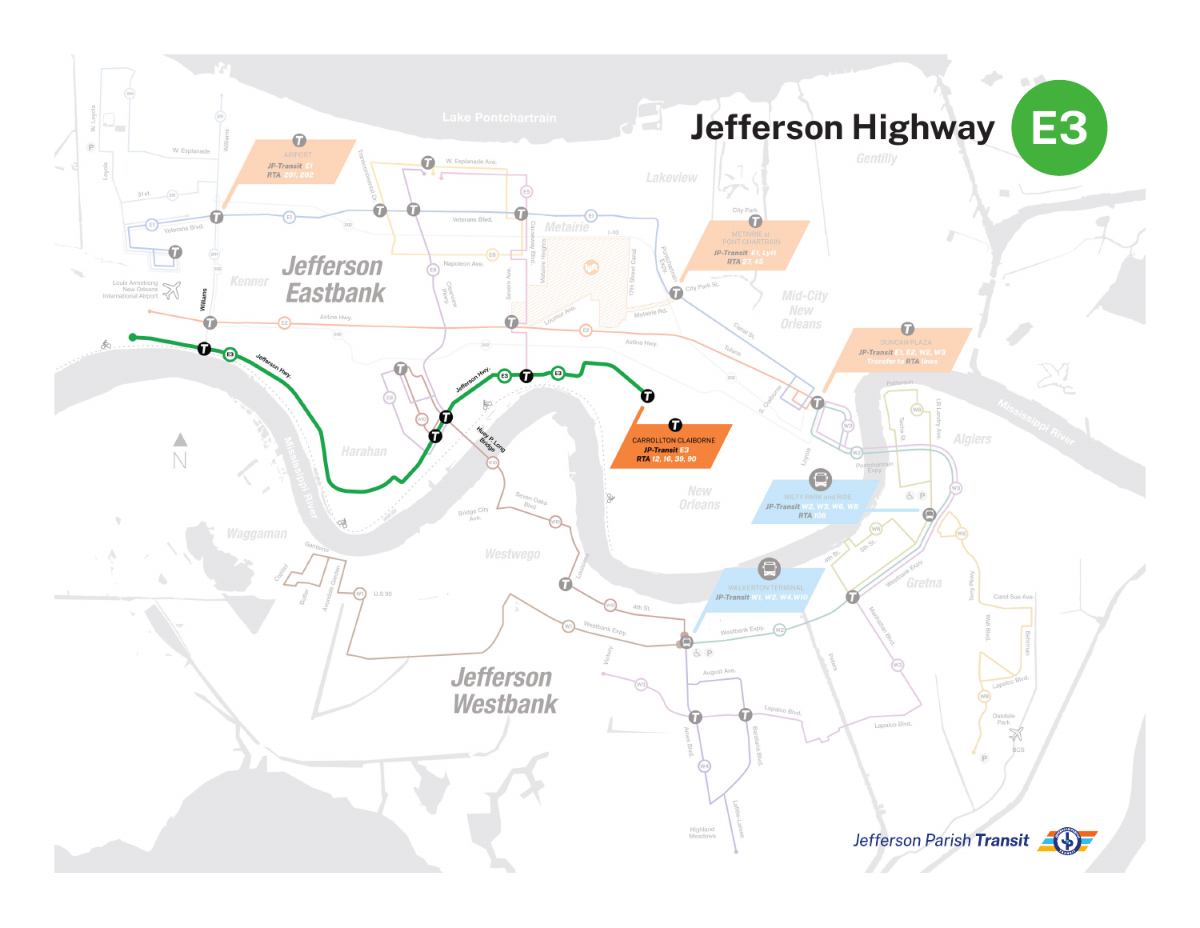# Jefferson Highway E3

Lake Pontchartrain

AIRPORT
JP-Transit E1
RTA 201, 202

METAIRIE at PONTCHARTRAIN
JP-Transit E1, Lyft
RTA 27, 45

DUNCAN PLAZA
JP-Transit E1, E2, W2, W3
Transfer to RTA lines

CARROLLTON CLAIBORNE
JP-Transit E3
RTA 12, 16, 39, 90

WILTY PARK and RIDE
JP-Transit W2, W3, W6, W8
RTA 108

WALKERTON TERMINAL
JP-Transit W1, W2, W4, W10

Jefferson Eastbank

Jefferson Westbank

Kenner

Metairie

Lakeview

Gentilly

Mid-City New Orleans

New Orleans

Harahan

Waggaman

Westwego

Algiers

Gretna

Mississippi River

Louis Armstrong New Orleans International Airport

Jefferson Hwy.

Huey P. Long Bridge

Jefferson Parish Transit